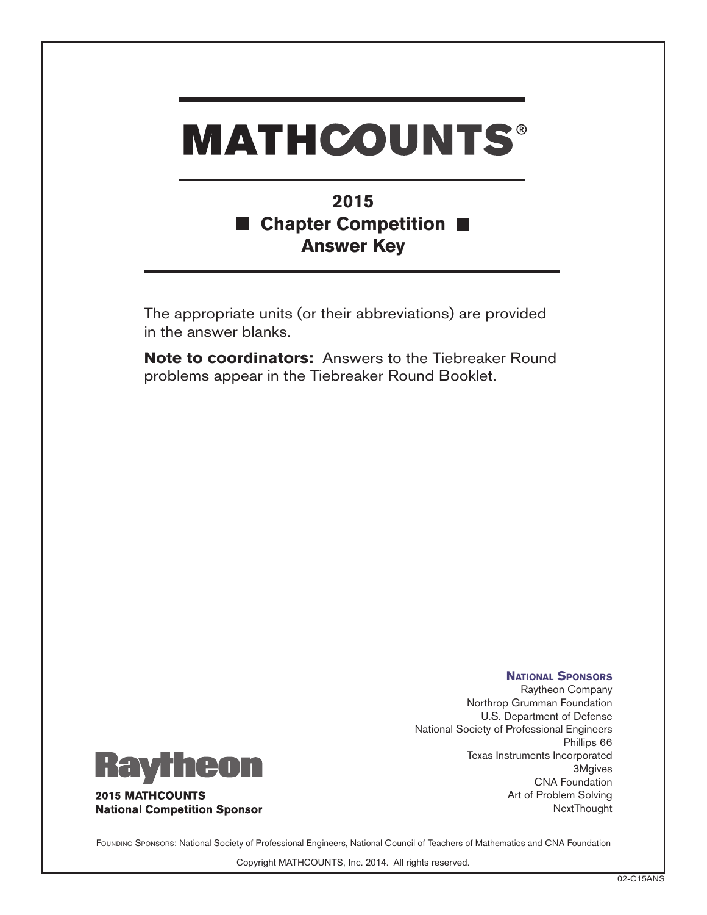# MATHCOUNTS®

## 2015
## Chapter Competition
## Answer Key

The appropriate units (or their abbreviations) are provided in the answer blanks.

**Note to coordinators:** Answers to the Tiebreaker Round problems appear in the Tiebreaker Round Booklet.

**NATIONAL SPONSORS**

Raytheon Company
Northrop Grumman Foundation
U.S. Department of Defense
National Society of Professional Engineers
Phillips 66
Texas Instruments Incorporated
3Mgives
CNA Foundation
Art of Problem Solving
NextThought

Raytheon

**2015 MATHCOUNTS**
**National Competition Sponsor**

FOUNDING SPONSORS: National Society of Professional Engineers, National Council of Teachers of Mathematics and CNA Foundation

Copyright MATHCOUNTS, Inc. 2014. All rights reserved.

02-C15ANS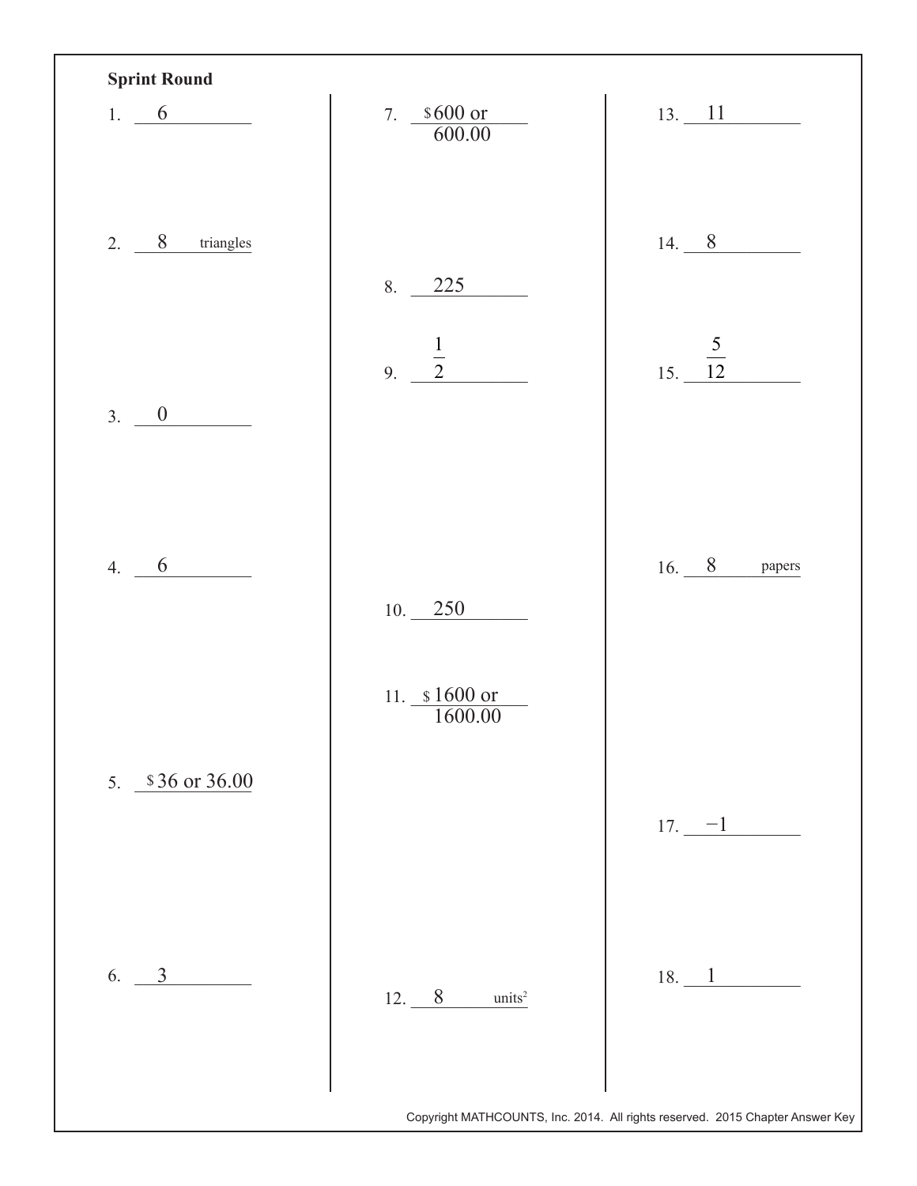## Sprint Round

1. 6
2. 8 triangles
3. 0
4. 6
5. \$36 or 36.00
6. 3
7. \$600 or 600.00
8. 225
9. $\frac{1}{2}$
10. 250
11. \$1600 or 1600.00
12. 8 units$^2$
13. 11
14. 8
15. $\frac{5}{12}$
16. 8 papers
17. $-1$
18. 1

Copyright MATHCOUNTS, Inc. 2014. All rights reserved. 2015 Chapter Answer Key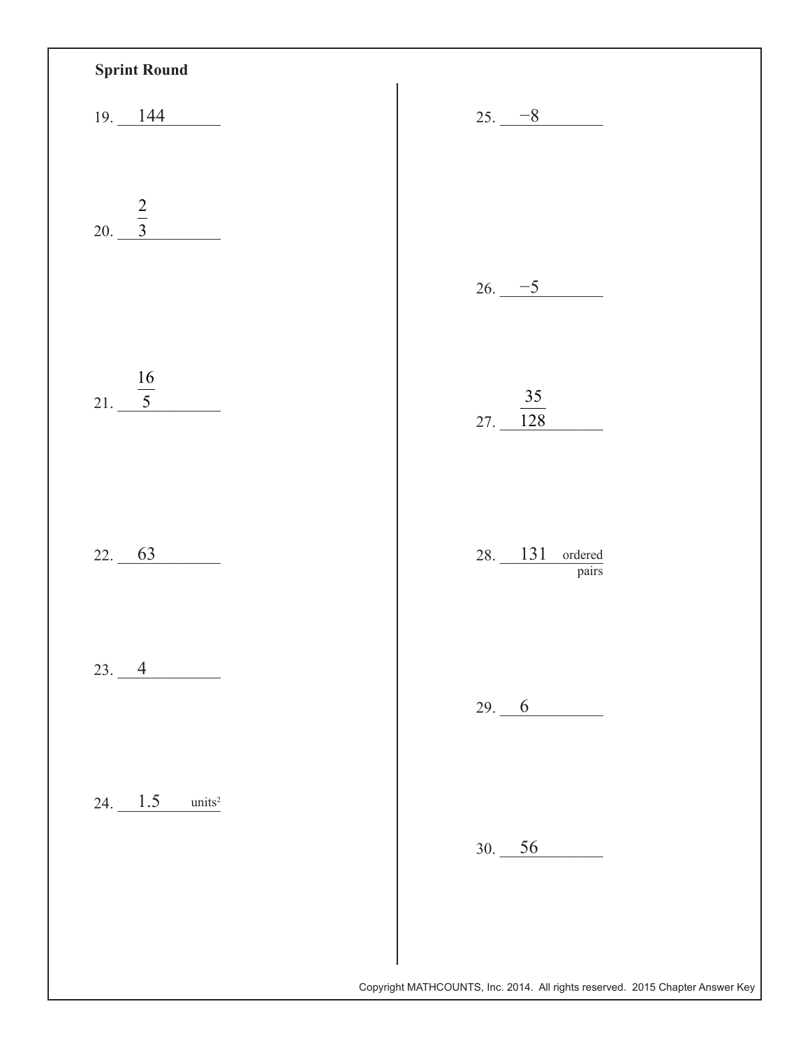**Sprint Round**

19. 144

20. $\frac{2}{3}$

21. $\frac{16}{5}$

22. 63

23. 4

24. 1.5 units$^2$

25. $-8$

26. $-5$

27. $\frac{35}{128}$

28. 131 ordered pairs

29. 6

30. 56

Copyright MATHCOUNTS, Inc. 2014. All rights reserved. 2015 Chapter Answer Key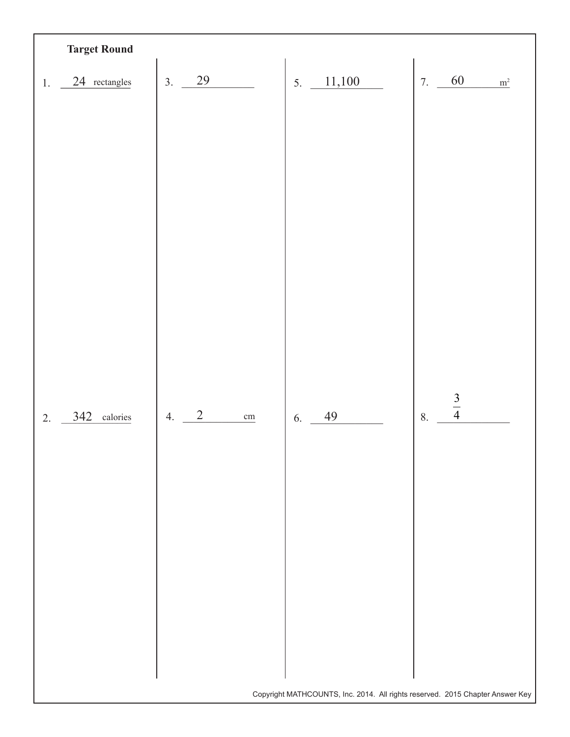## Target Round

1. 24 rectangles

2. 342 calories

3. 29

4. 2 cm

5. 11,100

6. 49

7. 60 $m^2$

8. $\frac{3}{4}$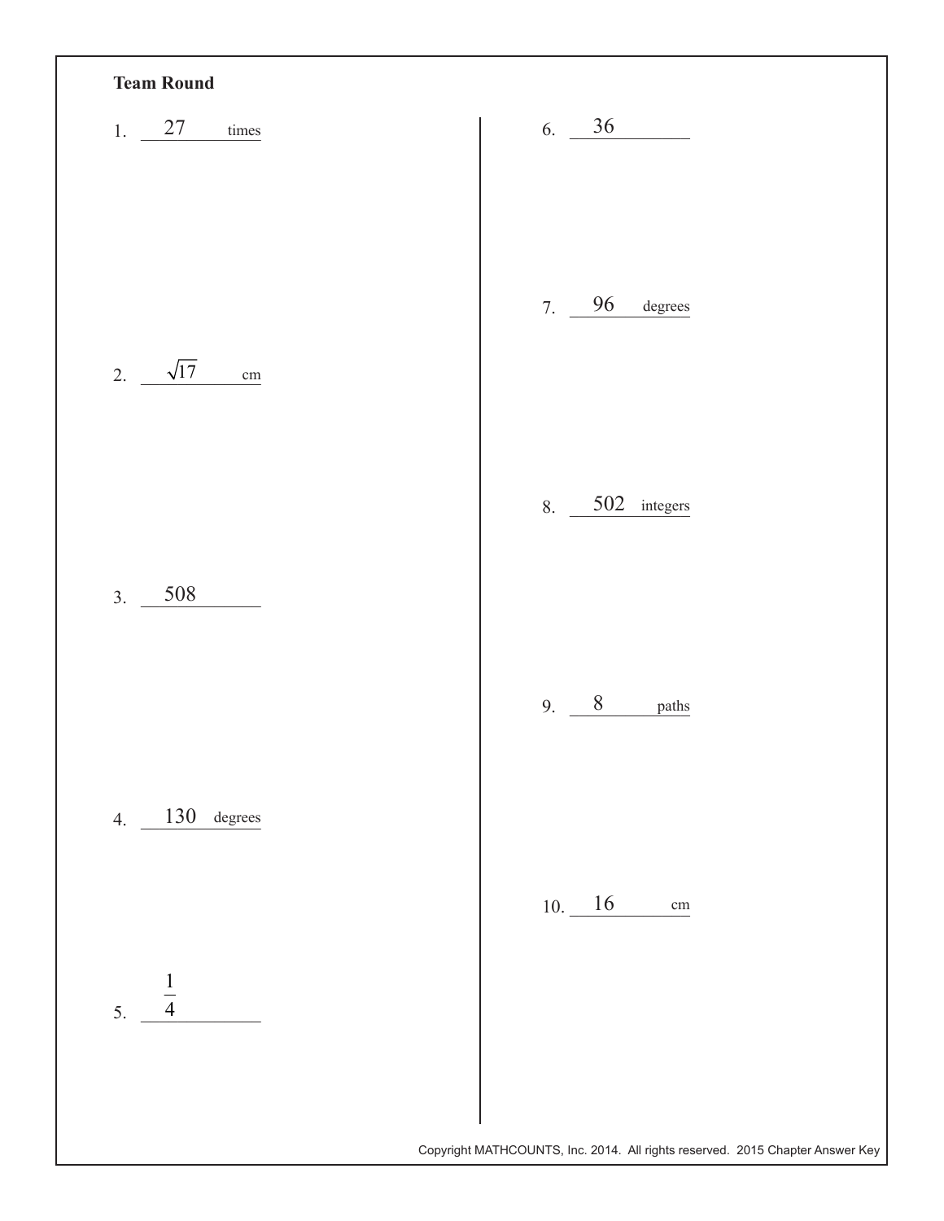**Team Round**

1. 27 times

2. $\sqrt{17}$ cm

3. 508

4. 130 degrees

5. $\frac{1}{4}$

6. 36

7. 96 degrees

8. 502 integers

9. 8 paths

10. 16 cm

Copyright MATHCOUNTS, Inc. 2014. All rights reserved. 2015 Chapter Answer Key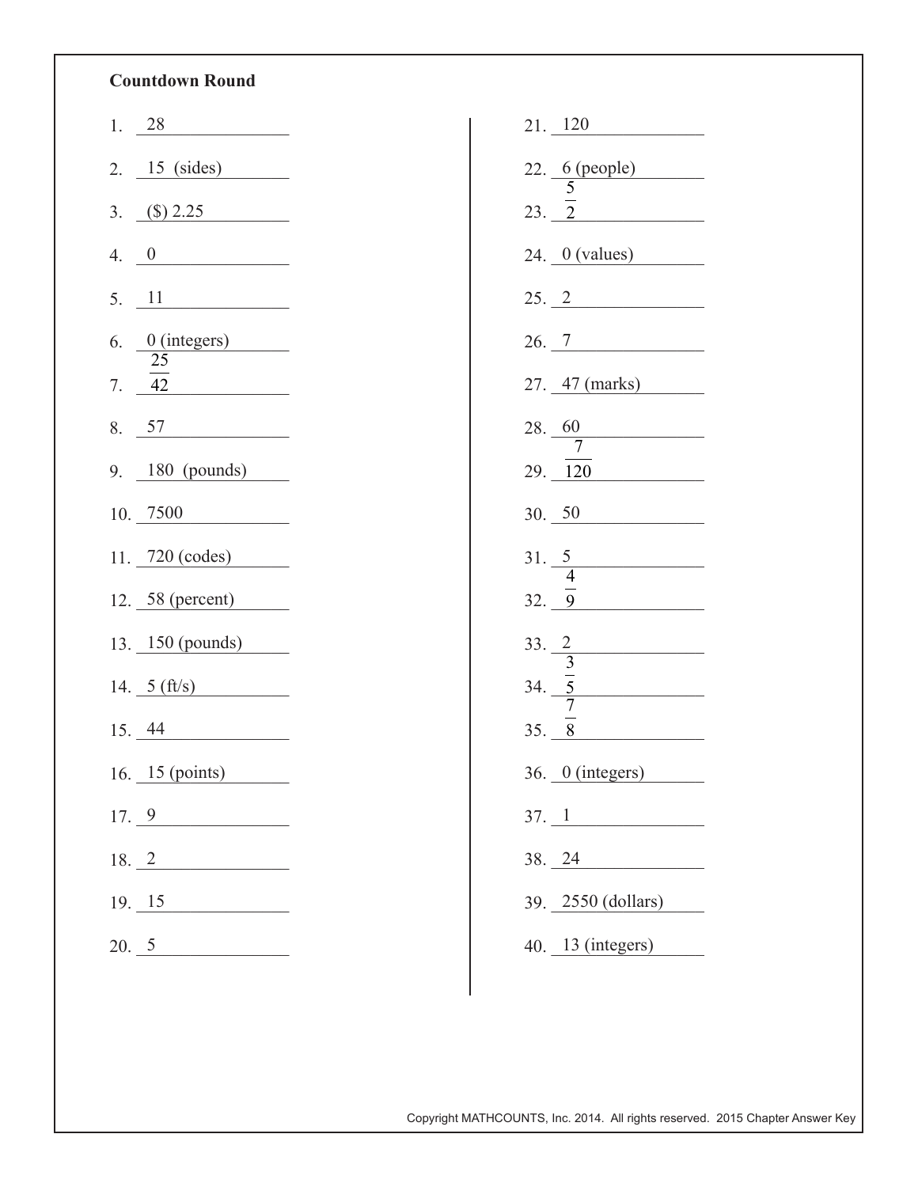**Countdown Round**

1. 28
2. 15 (sides)
3. ($) 2.25
4. 0
5. 11
6. 0 (integers)
7. $\frac{25}{42}$
8. 57
9. 180 (pounds)
10. 7500
11. 720 (codes)
12. 58 (percent)
13. 150 (pounds)
14. 5 (ft/s)
15. 44
16. 15 (points)
17. 9
18. 2
19. 15
20. 5
21. 120
22. 6 (people)
23. $\frac{5}{2}$
24. 0 (values)
25. 2
26. 7
27. 47 (marks)
28. 60
29. $\frac{7}{120}$
30. 50
31. 5
32. $\frac{4}{9}$
33. 2
34. $\frac{3}{5}$
35. $\frac{7}{8}$
36. 0 (integers)
37. 1
38. 24
39. 2550 (dollars)
40. 13 (integers)

Copyright MATHCOUNTS, Inc. 2014. All rights reserved. 2015 Chapter Answer Key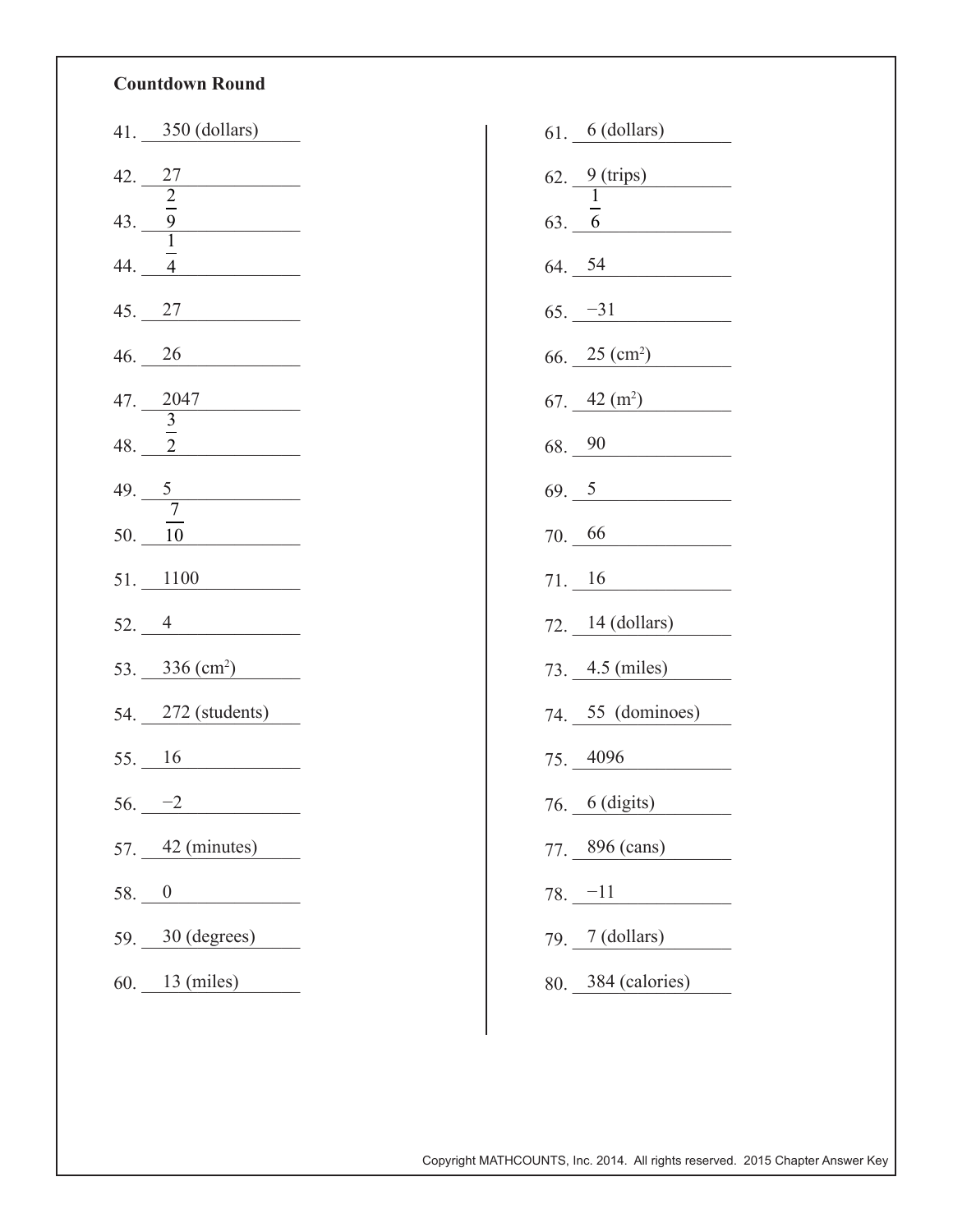**Countdown Round**

41. 350 (dollars)
42. 27
43. $\frac{2}{9}$
44. $\frac{1}{4}$
45. 27
46. 26
47. 2047
48. $\frac{3}{2}$
49. 5
50. $\frac{7}{10}$
51. 1100
52. 4
53. 336 ($cm^2$)
54. 272 (students)
55. 16
56. −2
57. 42 (minutes)
58. 0
59. 30 (degrees)
60. 13 (miles)
61. 6 (dollars)
62. 9 (trips)
63. $\frac{1}{6}$
64. 54
65. −31
66. 25 ($cm^2$)
67. 42 ($m^2$)
68. 90
69. 5
70. 66
71. 16
72. 14 (dollars)
73. 4.5 (miles)
74. 55 (dominoes)
75. 4096
76. 6 (digits)
77. 896 (cans)
78. −11
79. 7 (dollars)
80. 384 (calories)

Copyright MATHCOUNTS, Inc. 2014. All rights reserved. 2015 Chapter Answer Key